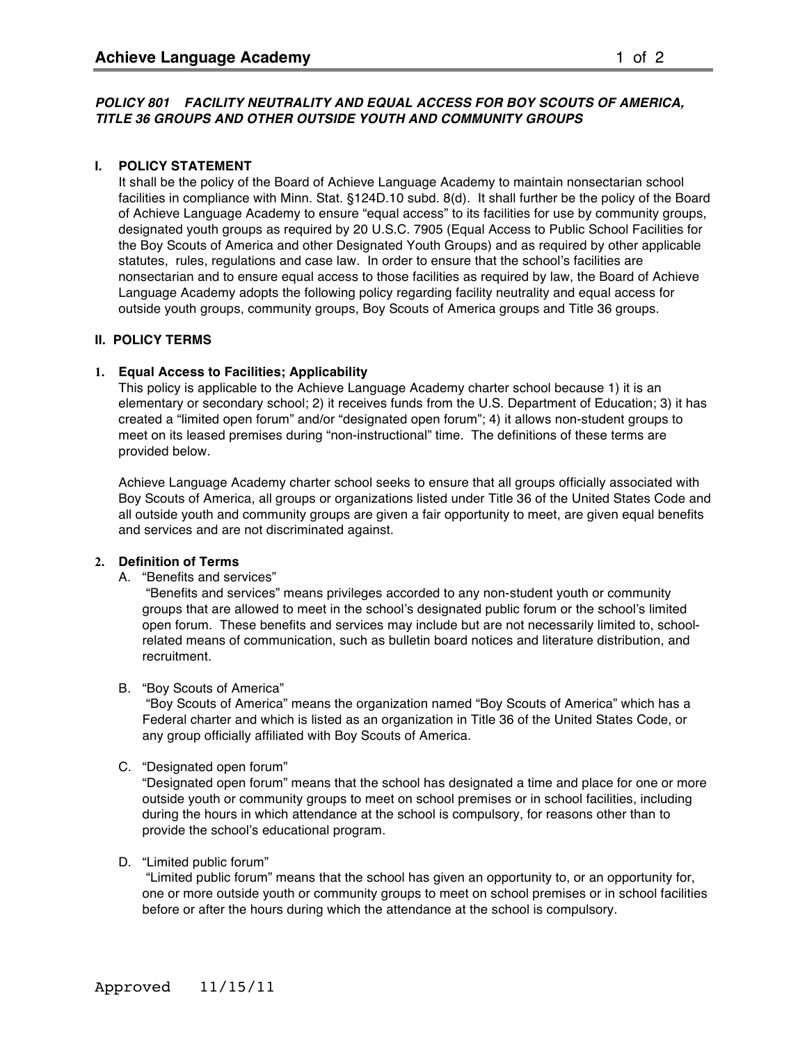## *POLICY 801 FACILITY NEUTRALITY AND EQUAL ACCESS FOR BOY SCOUTS OF AMERICA, TITLE 36 GROUPS AND OTHER OUTSIDE YOUTH AND COMMUNITY GROUPS*

### I. POLICY STATEMENT

It shall be the policy of the Board of Achieve Language Academy to maintain nonsectarian school facilities in compliance with Minn. Stat. §124D.10 subd. 8(d). It shall further be the policy of the Board of Achieve Language Academy to ensure "equal access" to its facilities for use by community groups, designated youth groups as required by 20 U.S.C. 7905 (Equal Access to Public School Facilities for the Boy Scouts of America and other Designated Youth Groups) and as required by other applicable statutes, rules, regulations and case law. In order to ensure that the school's facilities are nonsectarian and to ensure equal access to those facilities as required by law, the Board of Achieve Language Academy adopts the following policy regarding facility neutrality and equal access for outside youth groups, community groups, Boy Scouts of America groups and Title 36 groups.

### II. POLICY TERMS

#### 1. Equal Access to Facilities; Applicability

This policy is applicable to the Achieve Language Academy charter school because 1) it is an elementary or secondary school; 2) it receives funds from the U.S. Department of Education; 3) it has created a "limited open forum" and/or "designated open forum"; 4) it allows non-student groups to meet on its leased premises during "non-instructional" time. The definitions of these terms are provided below.

Achieve Language Academy charter school seeks to ensure that all groups officially associated with Boy Scouts of America, all groups or organizations listed under Title 36 of the United States Code and all outside youth and community groups are given a fair opportunity to meet, are given equal benefits and services and are not discriminated against.

#### 2. Definition of Terms

A. "Benefits and services"

"Benefits and services" means privileges accorded to any non-student youth or community groups that are allowed to meet in the school's designated public forum or the school's limited open forum. These benefits and services may include but are not necessarily limited to, school-related means of communication, such as bulletin board notices and literature distribution, and recruitment.

B. "Boy Scouts of America"

"Boy Scouts of America" means the organization named "Boy Scouts of America" which has a Federal charter and which is listed as an organization in Title 36 of the United States Code, or any group officially affiliated with Boy Scouts of America.

C. "Designated open forum"

"Designated open forum" means that the school has designated a time and place for one or more outside youth or community groups to meet on school premises or in school facilities, including during the hours in which attendance at the school is compulsory, for reasons other than to provide the school's educational program.

D. "Limited public forum"

"Limited public forum" means that the school has given an opportunity to, or an opportunity for, one or more outside youth or community groups to meet on school premises or in school facilities before or after the hours during which the attendance at the school is compulsory.

Approved 11/15/11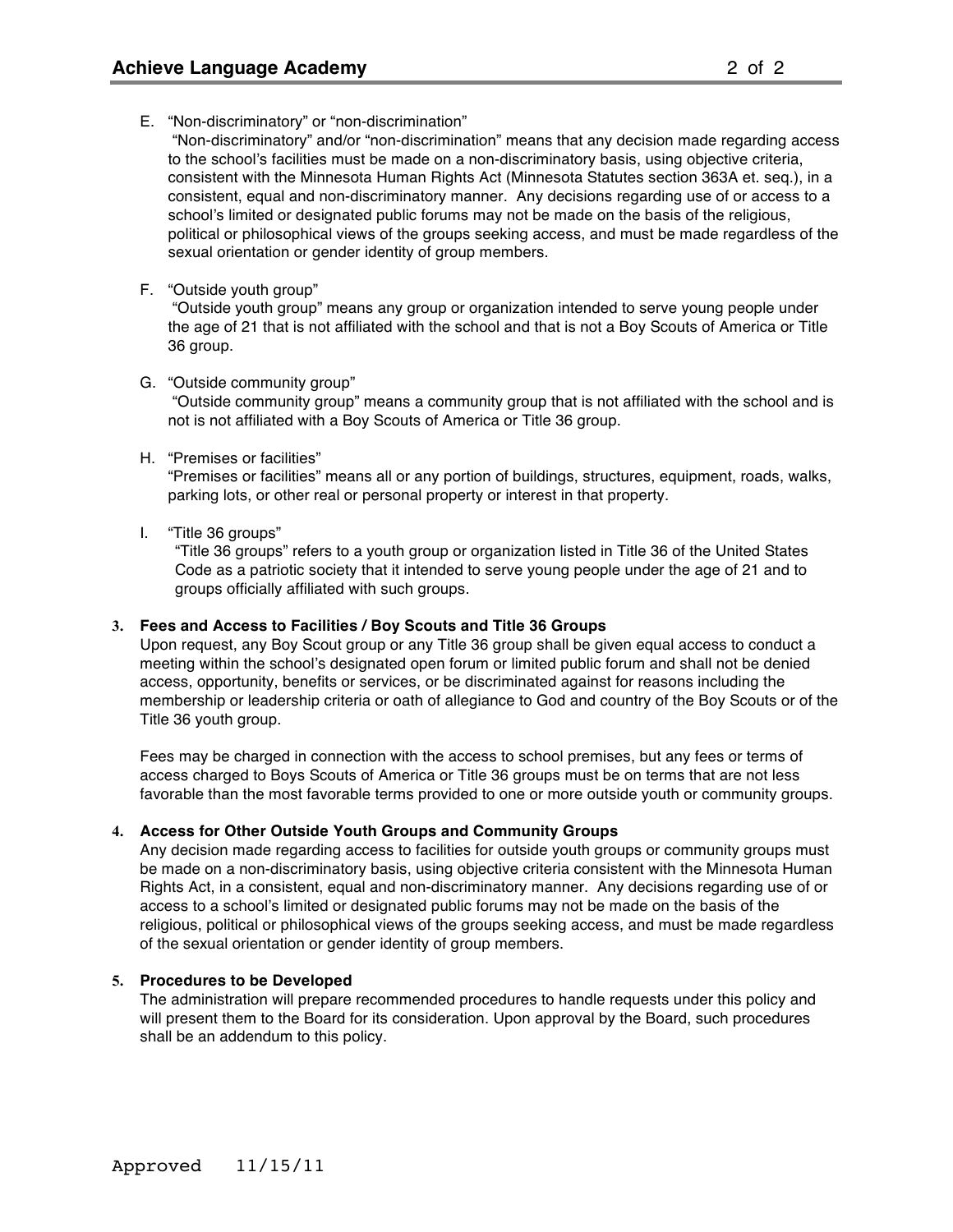E. "Non-discriminatory" or "non-discrimination"

"Non-discriminatory" and/or "non-discrimination" means that any decision made regarding access to the school's facilities must be made on a non-discriminatory basis, using objective criteria, consistent with the Minnesota Human Rights Act (Minnesota Statutes section 363A et. seq.), in a consistent, equal and non-discriminatory manner. Any decisions regarding use of or access to a school's limited or designated public forums may not be made on the basis of the religious, political or philosophical views of the groups seeking access, and must be made regardless of the sexual orientation or gender identity of group members.

F. "Outside youth group"

"Outside youth group" means any group or organization intended to serve young people under the age of 21 that is not affiliated with the school and that is not a Boy Scouts of America or Title 36 group.

G. "Outside community group"

"Outside community group" means a community group that is not affiliated with the school and is not is not affiliated with a Boy Scouts of America or Title 36 group.

H. "Premises or facilities"

"Premises or facilities" means all or any portion of buildings, structures, equipment, roads, walks, parking lots, or other real or personal property or interest in that property.

I. "Title 36 groups"

"Title 36 groups" refers to a youth group or organization listed in Title 36 of the United States Code as a patriotic society that it intended to serve young people under the age of 21 and to groups officially affiliated with such groups.

**3. Fees and Access to Facilities / Boy Scouts and Title 36 Groups**

Upon request, any Boy Scout group or any Title 36 group shall be given equal access to conduct a meeting within the school's designated open forum or limited public forum and shall not be denied access, opportunity, benefits or services, or be discriminated against for reasons including the membership or leadership criteria or oath of allegiance to God and country of the Boy Scouts or of the Title 36 youth group.

Fees may be charged in connection with the access to school premises, but any fees or terms of access charged to Boys Scouts of America or Title 36 groups must be on terms that are not less favorable than the most favorable terms provided to one or more outside youth or community groups.

**4. Access for Other Outside Youth Groups and Community Groups**

Any decision made regarding access to facilities for outside youth groups or community groups must be made on a non-discriminatory basis, using objective criteria consistent with the Minnesota Human Rights Act, in a consistent, equal and non-discriminatory manner. Any decisions regarding use of or access to a school's limited or designated public forums may not be made on the basis of the religious, political or philosophical views of the groups seeking access, and must be made regardless of the sexual orientation or gender identity of group members.

**5. Procedures to be Developed**

The administration will prepare recommended procedures to handle requests under this policy and will present them to the Board for its consideration. Upon approval by the Board, such procedures shall be an addendum to this policy.

Approved 11/15/11